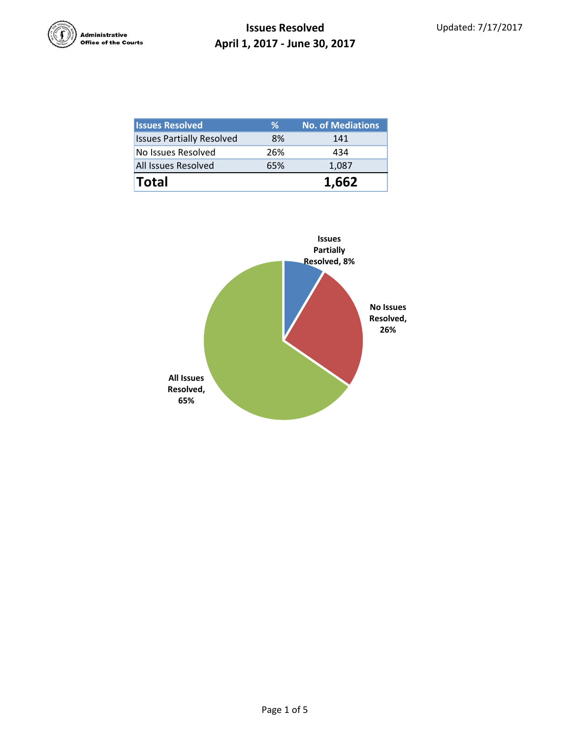Administrative Office of the Courts

# Issues Resolved
## April 1, 2017 - June 30, 2017

Updated: 7/17/2017

| Issues Resolved | % | No. of Mediations |
|---|---|---|
| Issues Partially Resolved | 8% | 141 |
| No Issues Resolved | 26% | 434 |
| All Issues Resolved | 65% | 1,087 |
| **Total** | | **1,662** |

Issues Partially Resolved, 8%

No Issues Resolved, 26%

All Issues Resolved, 65%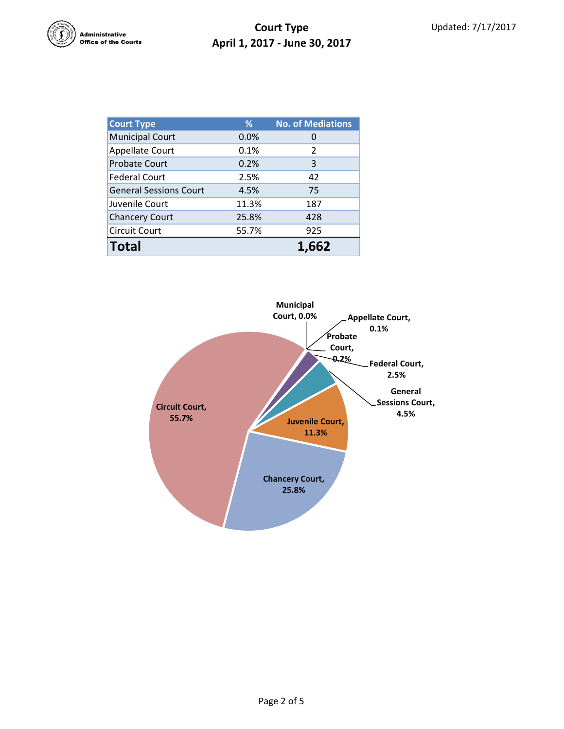Administrative Office of the Courts

# Court Type
## April 1, 2017 - June 30, 2017

Updated: 7/17/2017

| Court Type | % | No. of Mediations |
|---|---|---|
| Municipal Court | 0.0% | 0 |
| Appellate Court | 0.1% | 2 |
| Probate Court | 0.2% | 3 |
| Federal Court | 2.5% | 42 |
| General Sessions Court | 4.5% | 75 |
| Juvenile Court | 11.3% | 187 |
| Chancery Court | 25.8% | 428 |
| Circuit Court | 55.7% | 925 |
| **Total** | | **1,662** |

Municipal Court, 0.0%
Appellate Court, 0.1%
Probate Court, 0.2%
Federal Court, 2.5%
General Sessions Court, 4.5%
Juvenile Court, 11.3%
Chancery Court, 25.8%
Circuit Court, 55.7%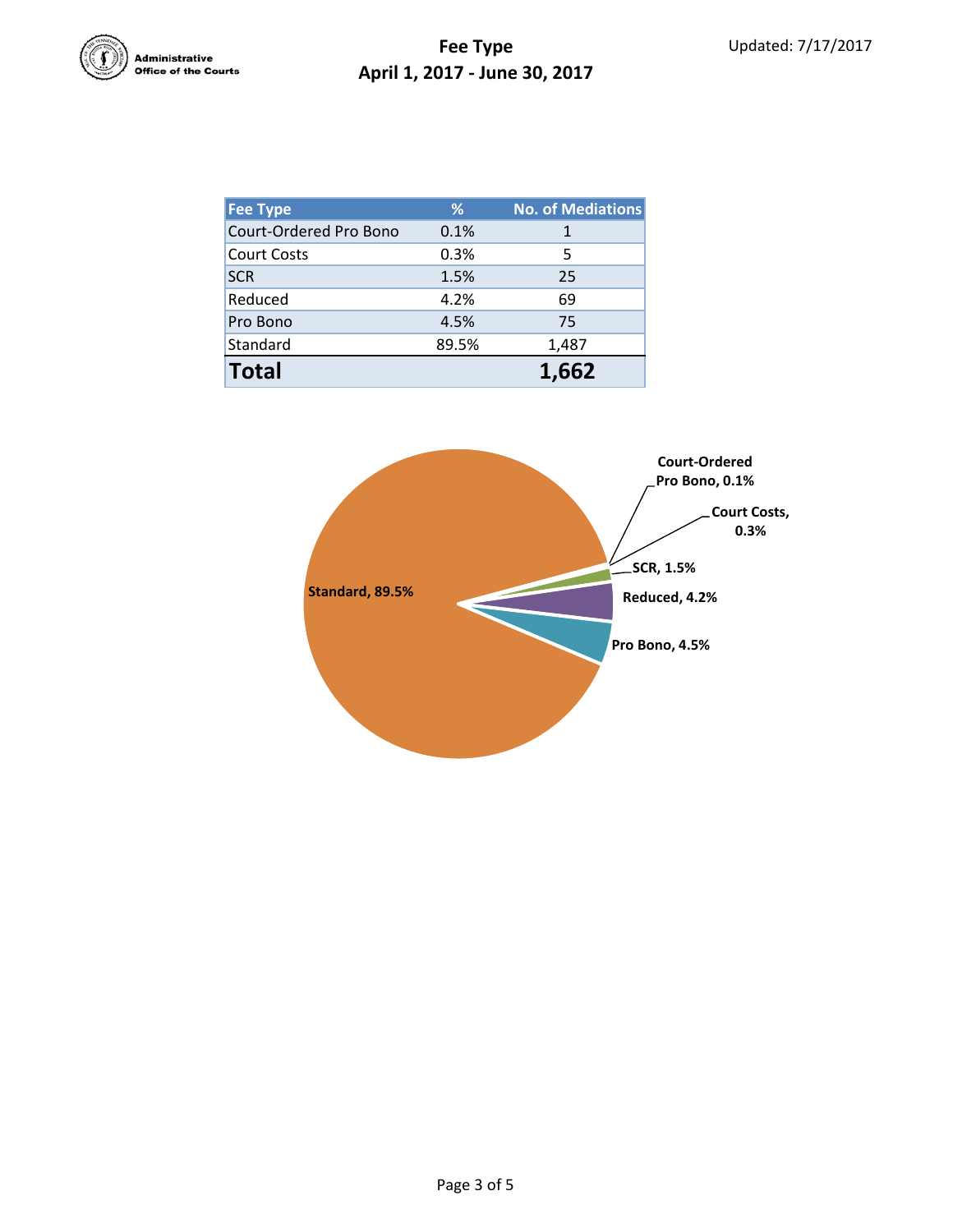Administrative Office of the Courts

# Fee Type
## April 1, 2017 - June 30, 2017

Updated: 7/17/2017

| Fee Type | % | No. of Mediations |
|---|---|---|
| Court-Ordered Pro Bono | 0.1% | 1 |
| Court Costs | 0.3% | 5 |
| SCR | 1.5% | 25 |
| Reduced | 4.2% | 69 |
| Pro Bono | 4.5% | 75 |
| Standard | 89.5% | 1,487 |
| **Total** | | **1,662** |

Court-Ordered Pro Bono, 0.1%

Court Costs, 0.3%

SCR, 1.5%

Reduced, 4.2%

Pro Bono, 4.5%

Standard, 89.5%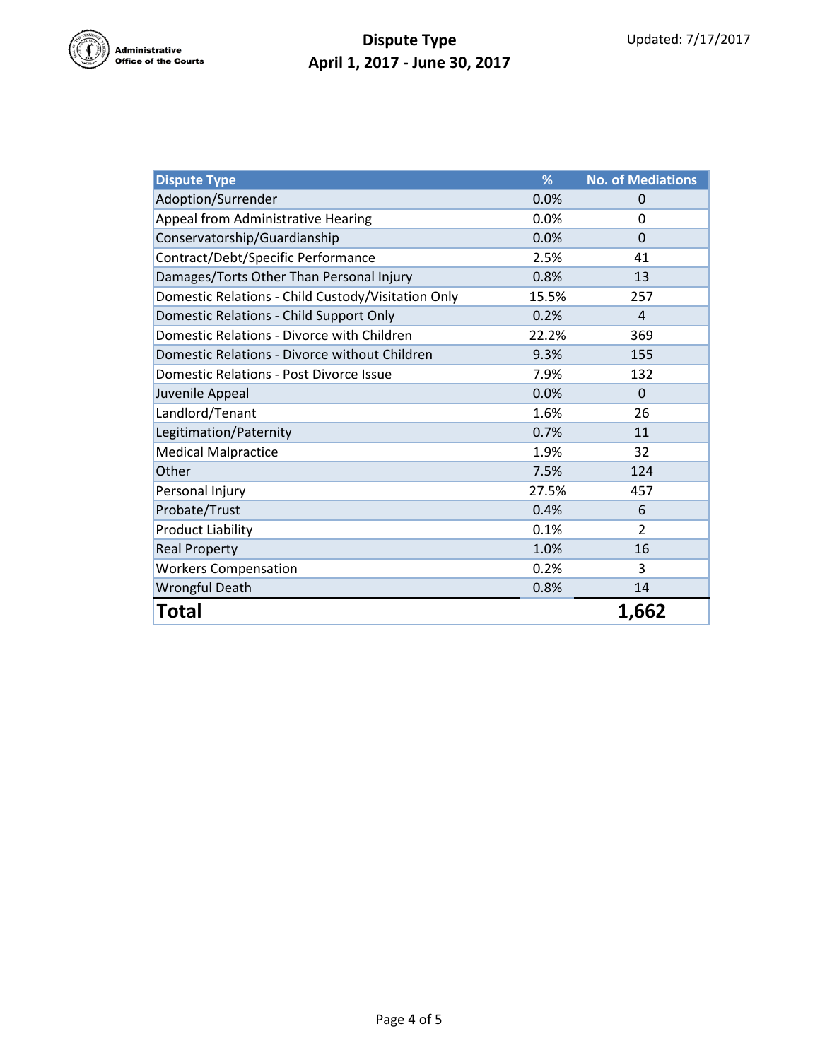Administrative Office of the Courts

# Dispute Type
## April 1, 2017 - June 30, 2017

Updated: 7/17/2017

| Dispute Type | % | No. of Mediations |
|---|---|---|
| Adoption/Surrender | 0.0% | 0 |
| Appeal from Administrative Hearing | 0.0% | 0 |
| Conservatorship/Guardianship | 0.0% | 0 |
| Contract/Debt/Specific Performance | 2.5% | 41 |
| Damages/Torts Other Than Personal Injury | 0.8% | 13 |
| Domestic Relations - Child Custody/Visitation Only | 15.5% | 257 |
| Domestic Relations - Child Support Only | 0.2% | 4 |
| Domestic Relations - Divorce with Children | 22.2% | 369 |
| Domestic Relations - Divorce without Children | 9.3% | 155 |
| Domestic Relations - Post Divorce Issue | 7.9% | 132 |
| Juvenile Appeal | 0.0% | 0 |
| Landlord/Tenant | 1.6% | 26 |
| Legitimation/Paternity | 0.7% | 11 |
| Medical Malpractice | 1.9% | 32 |
| Other | 7.5% | 124 |
| Personal Injury | 27.5% | 457 |
| Probate/Trust | 0.4% | 6 |
| Product Liability | 0.1% | 2 |
| Real Property | 1.0% | 16 |
| Workers Compensation | 0.2% | 3 |
| Wrongful Death | 0.8% | 14 |
| **Total** | | **1,662** |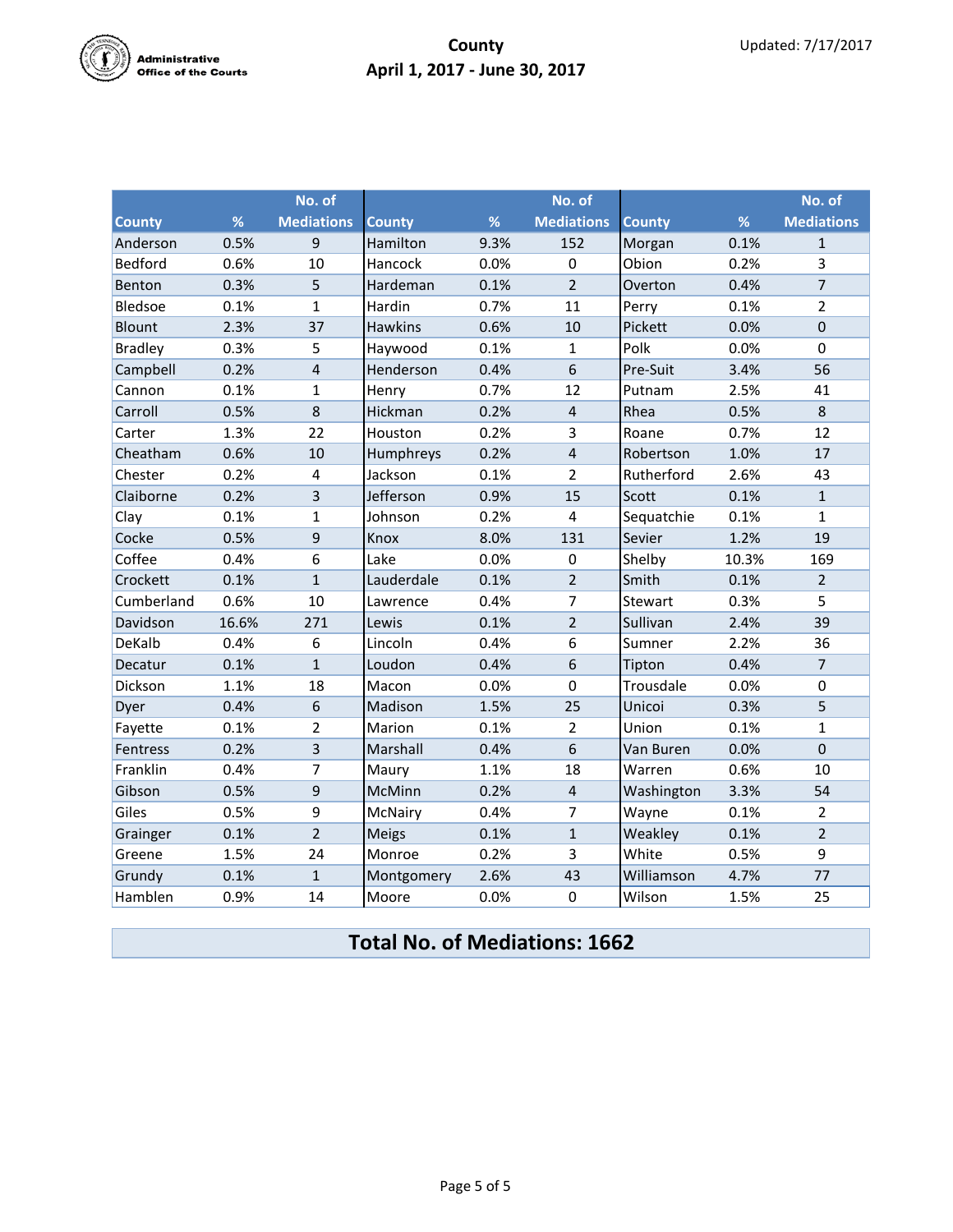Administrative Office of the Courts

# County
## April 1, 2017 - June 30, 2017

Updated: 7/17/2017

| County | % | No. of Mediations | County | % | No. of Mediations | County | % | No. of Mediations |
|---|---|---|---|---|---|---|---|---|
| Anderson | 0.5% | 9 | Hamilton | 9.3% | 152 | Morgan | 0.1% | 1 |
| Bedford | 0.6% | 10 | Hancock | 0.0% | 0 | Obion | 0.2% | 3 |
| Benton | 0.3% | 5 | Hardeman | 0.1% | 2 | Overton | 0.4% | 7 |
| Bledsoe | 0.1% | 1 | Hardin | 0.7% | 11 | Perry | 0.1% | 2 |
| Blount | 2.3% | 37 | Hawkins | 0.6% | 10 | Pickett | 0.0% | 0 |
| Bradley | 0.3% | 5 | Haywood | 0.1% | 1 | Polk | 0.0% | 0 |
| Campbell | 0.2% | 4 | Henderson | 0.4% | 6 | Pre-Suit | 3.4% | 56 |
| Cannon | 0.1% | 1 | Henry | 0.7% | 12 | Putnam | 2.5% | 41 |
| Carroll | 0.5% | 8 | Hickman | 0.2% | 4 | Rhea | 0.5% | 8 |
| Carter | 1.3% | 22 | Houston | 0.2% | 3 | Roane | 0.7% | 12 |
| Cheatham | 0.6% | 10 | Humphreys | 0.2% | 4 | Robertson | 1.0% | 17 |
| Chester | 0.2% | 4 | Jackson | 0.1% | 2 | Rutherford | 2.6% | 43 |
| Claiborne | 0.2% | 3 | Jefferson | 0.9% | 15 | Scott | 0.1% | 1 |
| Clay | 0.1% | 1 | Johnson | 0.2% | 4 | Sequatchie | 0.1% | 1 |
| Cocke | 0.5% | 9 | Knox | 8.0% | 131 | Sevier | 1.2% | 19 |
| Coffee | 0.4% | 6 | Lake | 0.0% | 0 | Shelby | 10.3% | 169 |
| Crockett | 0.1% | 1 | Lauderdale | 0.1% | 2 | Smith | 0.1% | 2 |
| Cumberland | 0.6% | 10 | Lawrence | 0.4% | 7 | Stewart | 0.3% | 5 |
| Davidson | 16.6% | 271 | Lewis | 0.1% | 2 | Sullivan | 2.4% | 39 |
| DeKalb | 0.4% | 6 | Lincoln | 0.4% | 6 | Sumner | 2.2% | 36 |
| Decatur | 0.1% | 1 | Loudon | 0.4% | 6 | Tipton | 0.4% | 7 |
| Dickson | 1.1% | 18 | Macon | 0.0% | 0 | Trousdale | 0.0% | 0 |
| Dyer | 0.4% | 6 | Madison | 1.5% | 25 | Unicoi | 0.3% | 5 |
| Fayette | 0.1% | 2 | Marion | 0.1% | 2 | Union | 0.1% | 1 |
| Fentress | 0.2% | 3 | Marshall | 0.4% | 6 | Van Buren | 0.0% | 0 |
| Franklin | 0.4% | 7 | Maury | 1.1% | 18 | Warren | 0.6% | 10 |
| Gibson | 0.5% | 9 | McMinn | 0.2% | 4 | Washington | 3.3% | 54 |
| Giles | 0.5% | 9 | McNairy | 0.4% | 7 | Wayne | 0.1% | 2 |
| Grainger | 0.1% | 2 | Meigs | 0.1% | 1 | Weakley | 0.1% | 2 |
| Greene | 1.5% | 24 | Monroe | 0.2% | 3 | White | 0.5% | 9 |
| Grundy | 0.1% | 1 | Montgomery | 2.6% | 43 | Williamson | 4.7% | 77 |
| Hamblen | 0.9% | 14 | Moore | 0.0% | 0 | Wilson | 1.5% | 25 |

**Total No. of Mediations: 1662**